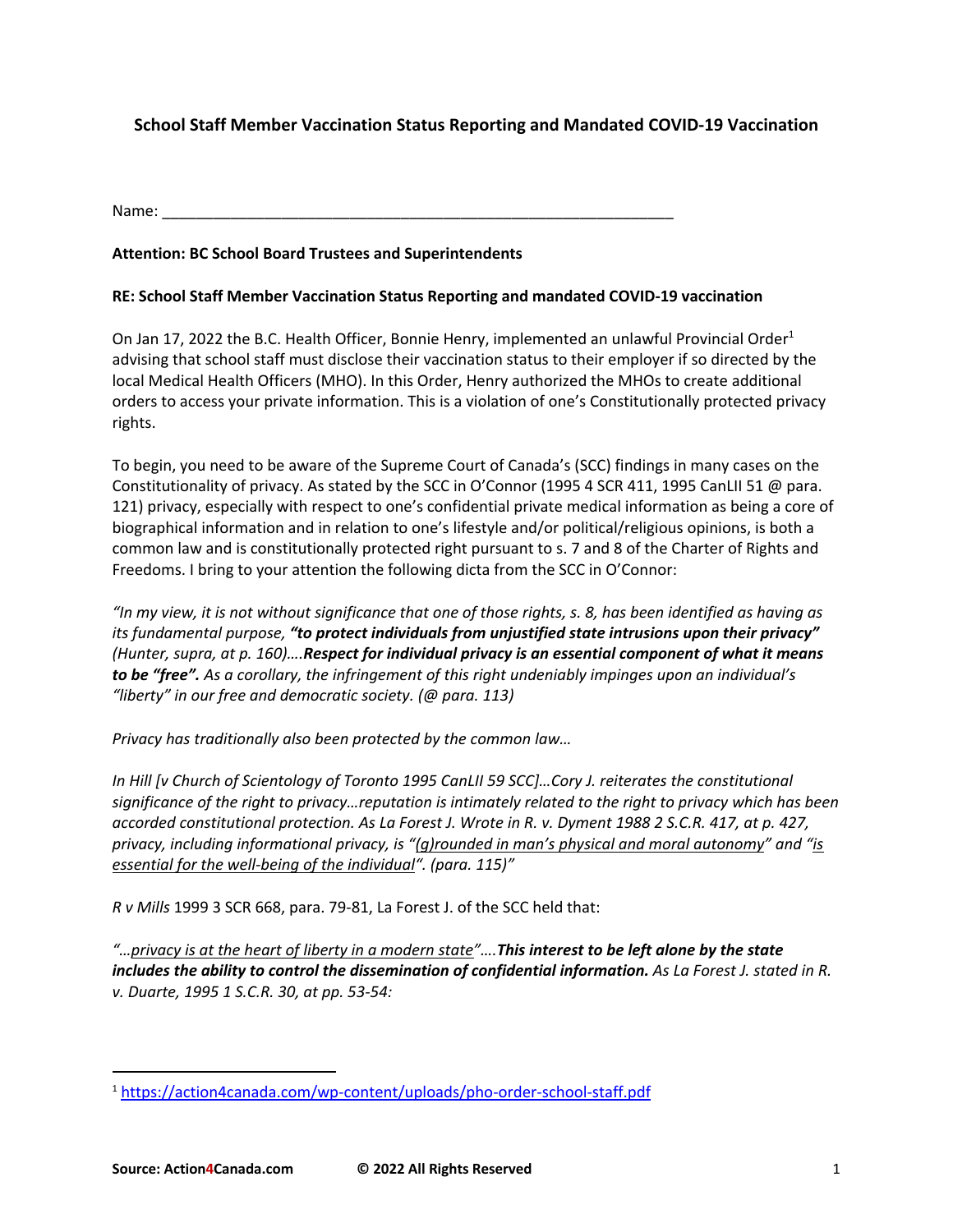## School Staff Member Vaccination Status Reporting and Mandated COVID-19 Vaccination

Name: ___________________________________________________________

**Attention: BC School Board Trustees and Superintendents**

**RE: School Staff Member Vaccination Status Reporting and mandated COVID-19 vaccination**

On Jan 17, 2022 the B.C. Health Officer, Bonnie Henry, implemented an unlawful Provincial Order[1] advising that school staff must disclose their vaccination status to their employer if so directed by the local Medical Health Officers (MHO). In this Order, Henry authorized the MHOs to create additional orders to access your private information. This is a violation of one's Constitutionally protected privacy rights.

To begin, you need to be aware of the Supreme Court of Canada's (SCC) findings in many cases on the Constitutionality of privacy. As stated by the SCC in O'Connor (1995 4 SCR 411, 1995 CanLII 51 @ para. 121) privacy, especially with respect to one's confidential private medical information as being a core of biographical information and in relation to one's lifestyle and/or political/religious opinions, is both a common law and is constitutionally protected right pursuant to s. 7 and 8 of the Charter of Rights and Freedoms. I bring to your attention the following dicta from the SCC in O'Connor:

*"In my view, it is not without significance that one of those rights, s. 8, has been identified as having as its fundamental purpose,* ***"to protect individuals from unjustified state intrusions upon their privacy"*** *(Hunter, supra, at p. 160)….* ***Respect for individual privacy is an essential component of what it means to be "free".*** *As a corollary, the infringement of this right undeniably impinges upon an individual's "liberty" in our free and democratic society. (@ para. 113)*

*Privacy has traditionally also been protected by the common law…*

*In Hill [v Church of Scientology of Toronto 1995 CanLII 59 SCC]…Cory J. reiterates the constitutional significance of the right to privacy…reputation is intimately related to the right to privacy which has been accorded constitutional protection. As La Forest J. Wrote in R. v. Dyment 1988 2 S.C.R. 417, at p. 427, privacy, including informational privacy, is "<u>(g)rounded in man's physical and moral autonomy</u>" and "<u>is essential for the well-being of the individual</u>". (para. 115)"*

*R v Mills* 1999 3 SCR 668, para. 79-81, La Forest J. of the SCC held that:

*"…<u>privacy is at the heart of liberty in a modern state</u>"….* ***This interest to be left alone by the state includes the ability to control the dissemination of confidential information.*** *As La Forest J. stated in R. v. Duarte, 1995 1 S.C.R. 30, at pp. 53-54:*

---

[1] https://action4canada.com/wp-content/uploads/pho-order-school-staff.pdf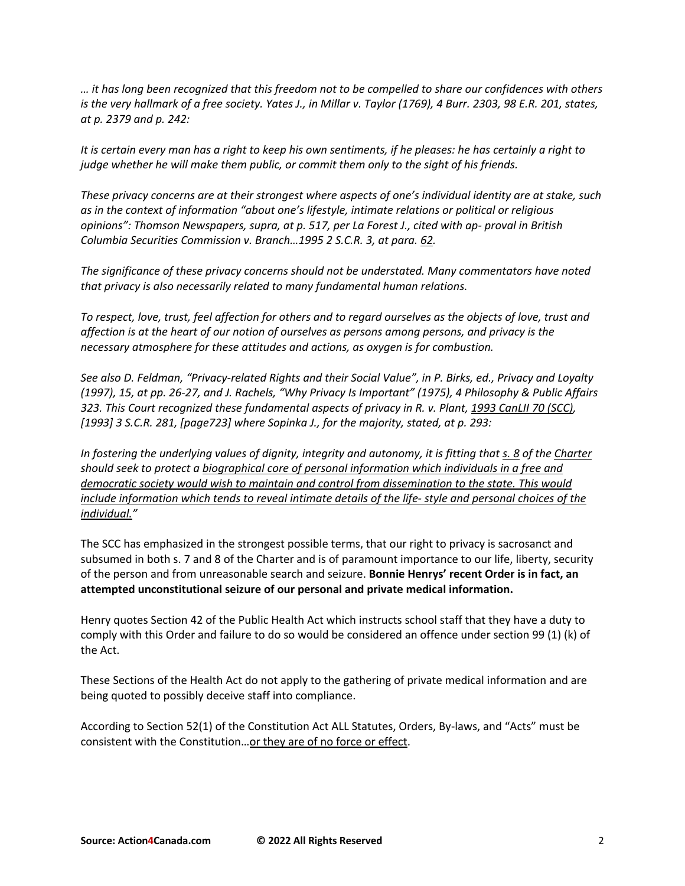*… it has long been recognized that this freedom not to be compelled to share our confidences with others is the very hallmark of a free society. Yates J., in Millar v. Taylor (1769), 4 Burr. 2303, 98 E.R. 201, states, at p. 2379 and p. 242:*

*It is certain every man has a right to keep his own sentiments, if he pleases: he has certainly a right to judge whether he will make them public, or commit them only to the sight of his friends.*

*These privacy concerns are at their strongest where aspects of one's individual identity are at stake, such as in the context of information "about one's lifestyle, intimate relations or political or religious opinions": Thomson Newspapers, supra, at p. 517, per La Forest J., cited with ap- proval in British Columbia Securities Commission v. Branch…1995 2 S.C.R. 3, at para. 62.*

*The significance of these privacy concerns should not be understated. Many commentators have noted that privacy is also necessarily related to many fundamental human relations.*

*To respect, love, trust, feel affection for others and to regard ourselves as the objects of love, trust and affection is at the heart of our notion of ourselves as persons among persons, and privacy is the necessary atmosphere for these attitudes and actions, as oxygen is for combustion.*

*See also D. Feldman, "Privacy-related Rights and their Social Value", in P. Birks, ed., Privacy and Loyalty (1997), 15, at pp. 26-27, and J. Rachels, "Why Privacy Is Important" (1975), 4 Philosophy & Public Affairs 323. This Court recognized these fundamental aspects of privacy in R. v. Plant, 1993 CanLII 70 (SCC), [1993] 3 S.C.R. 281, [page723] where Sopinka J., for the majority, stated, at p. 293:*

*In fostering the underlying values of dignity, integrity and autonomy, it is fitting that s. 8 of the Charter should seek to protect a biographical core of personal information which individuals in a free and democratic society would wish to maintain and control from dissemination to the state. This would include information which tends to reveal intimate details of the life- style and personal choices of the individual."*

The SCC has emphasized in the strongest possible terms, that our right to privacy is sacrosanct and subsumed in both s. 7 and 8 of the Charter and is of paramount importance to our life, liberty, security of the person and from unreasonable search and seizure. **Bonnie Henrys' recent Order is in fact, an attempted unconstitutional seizure of our personal and private medical information.**

Henry quotes Section 42 of the Public Health Act which instructs school staff that they have a duty to comply with this Order and failure to do so would be considered an offence under section 99 (1) (k) of the Act.

These Sections of the Health Act do not apply to the gathering of private medical information and are being quoted to possibly deceive staff into compliance.

According to Section 52(1) of the Constitution Act ALL Statutes, Orders, By-laws, and "Acts" must be consistent with the Constitution…or they are of no force or effect.

**Source: Action4Canada.com** **© 2022 All Rights Reserved**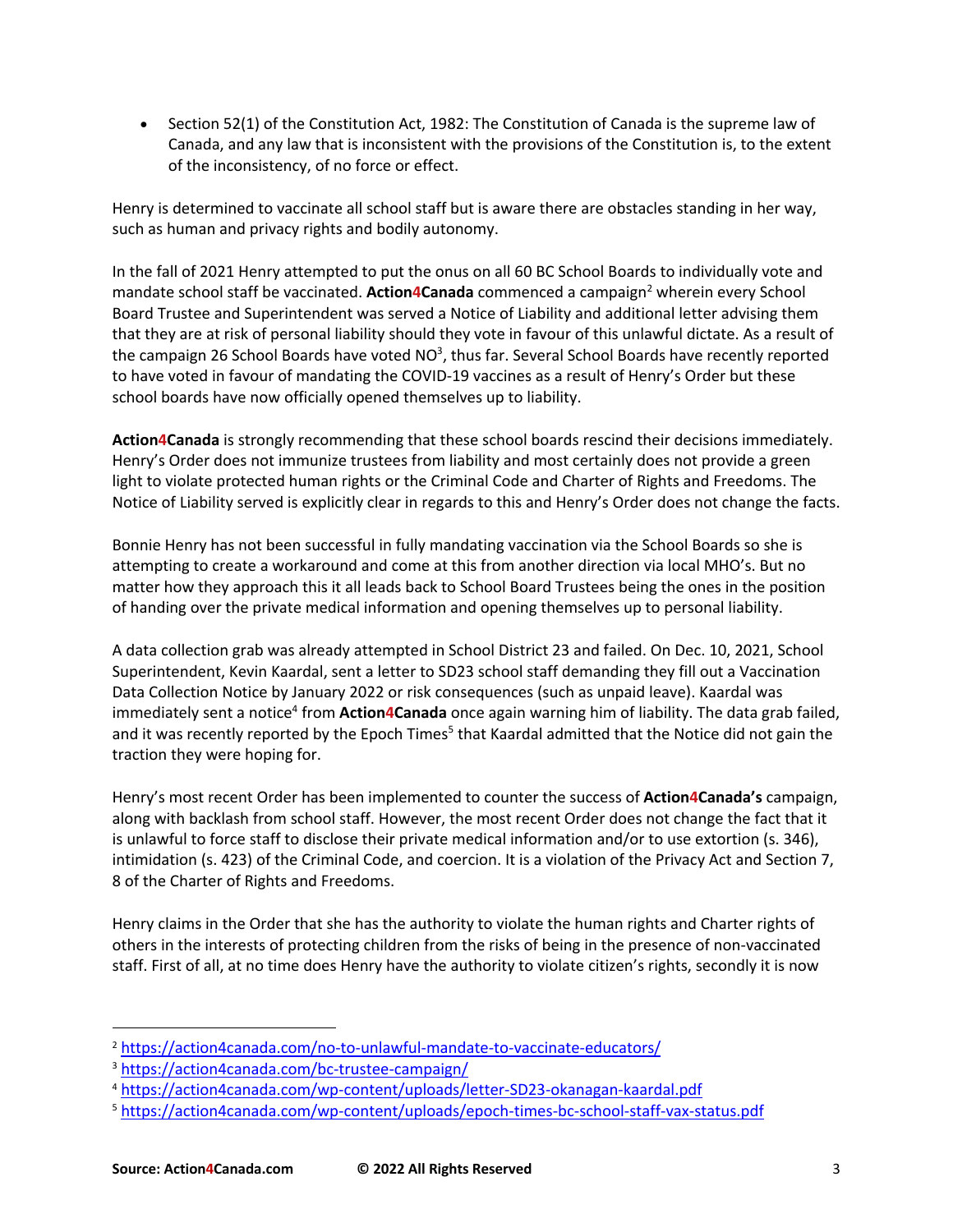- Section 52(1) of the Constitution Act, 1982: The Constitution of Canada is the supreme law of Canada, and any law that is inconsistent with the provisions of the Constitution is, to the extent of the inconsistency, of no force or effect.

Henry is determined to vaccinate all school staff but is aware there are obstacles standing in her way, such as human and privacy rights and bodily autonomy.

In the fall of 2021 Henry attempted to put the onus on all 60 BC School Boards to individually vote and mandate school staff be vaccinated. **Action4Canada** commenced a campaign[2] wherein every School Board Trustee and Superintendent was served a Notice of Liability and additional letter advising them that they are at risk of personal liability should they vote in favour of this unlawful dictate. As a result of the campaign 26 School Boards have voted NO[3], thus far. Several School Boards have recently reported to have voted in favour of mandating the COVID-19 vaccines as a result of Henry's Order but these school boards have now officially opened themselves up to liability.

**Action4Canada** is strongly recommending that these school boards rescind their decisions immediately. Henry's Order does not immunize trustees from liability and most certainly does not provide a green light to violate protected human rights or the Criminal Code and Charter of Rights and Freedoms. The Notice of Liability served is explicitly clear in regards to this and Henry's Order does not change the facts.

Bonnie Henry has not been successful in fully mandating vaccination via the School Boards so she is attempting to create a workaround and come at this from another direction via local MHO's. But no matter how they approach this it all leads back to School Board Trustees being the ones in the position of handing over the private medical information and opening themselves up to personal liability.

A data collection grab was already attempted in School District 23 and failed. On Dec. 10, 2021, School Superintendent, Kevin Kaardal, sent a letter to SD23 school staff demanding they fill out a Vaccination Data Collection Notice by January 2022 or risk consequences (such as unpaid leave). Kaardal was immediately sent a notice[4] from **Action4Canada** once again warning him of liability. The data grab failed, and it was recently reported by the Epoch Times[5] that Kaardal admitted that the Notice did not gain the traction they were hoping for.

Henry's most recent Order has been implemented to counter the success of **Action4Canada's** campaign, along with backlash from school staff. However, the most recent Order does not change the fact that it is unlawful to force staff to disclose their private medical information and/or to use extortion (s. 346), intimidation (s. 423) of the Criminal Code, and coercion. It is a violation of the Privacy Act and Section 7, 8 of the Charter of Rights and Freedoms.

Henry claims in the Order that she has the authority to violate the human rights and Charter rights of others in the interests of protecting children from the risks of being in the presence of non-vaccinated staff. First of all, at no time does Henry have the authority to violate citizen's rights, secondly it is now

---

[2] https://action4canada.com/no-to-unlawful-mandate-to-vaccinate-educators/

[3] https://action4canada.com/bc-trustee-campaign/

[4] https://action4canada.com/wp-content/uploads/letter-SD23-okanagan-kaardal.pdf

[5] https://action4canada.com/wp-content/uploads/epoch-times-bc-school-staff-vax-status.pdf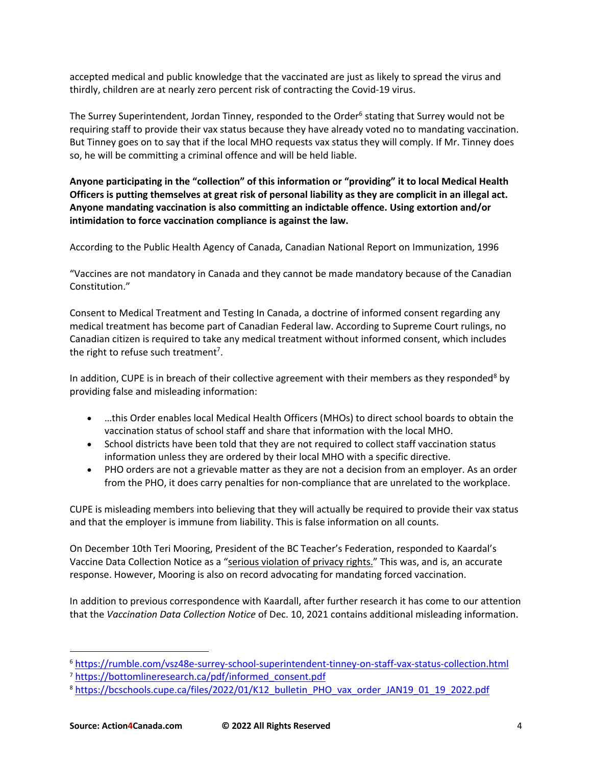accepted medical and public knowledge that the vaccinated are just as likely to spread the virus and thirdly, children are at nearly zero percent risk of contracting the Covid-19 virus.

The Surrey Superintendent, Jordan Tinney, responded to the Order[6] stating that Surrey would not be requiring staff to provide their vax status because they have already voted no to mandating vaccination. But Tinney goes on to say that if the local MHO requests vax status they will comply. If Mr. Tinney does so, he will be committing a criminal offence and will be held liable.

**Anyone participating in the "collection" of this information or "providing" it to local Medical Health Officers is putting themselves at great risk of personal liability as they are complicit in an illegal act. Anyone mandating vaccination is also committing an indictable offence. Using extortion and/or intimidation to force vaccination compliance is against the law.**

According to the Public Health Agency of Canada, Canadian National Report on Immunization, 1996

"Vaccines are not mandatory in Canada and they cannot be made mandatory because of the Canadian Constitution."

Consent to Medical Treatment and Testing In Canada, a doctrine of informed consent regarding any medical treatment has become part of Canadian Federal law. According to Supreme Court rulings, no Canadian citizen is required to take any medical treatment without informed consent, which includes the right to refuse such treatment[7].

In addition, CUPE is in breach of their collective agreement with their members as they responded[8] by providing false and misleading information:

- …this Order enables local Medical Health Officers (MHOs) to direct school boards to obtain the vaccination status of school staff and share that information with the local MHO.
- School districts have been told that they are not required to collect staff vaccination status information unless they are ordered by their local MHO with a specific directive.
- PHO orders are not a grievable matter as they are not a decision from an employer. As an order from the PHO, it does carry penalties for non-compliance that are unrelated to the workplace.

CUPE is misleading members into believing that they will actually be required to provide their vax status and that the employer is immune from liability. This is false information on all counts.

On December 10th Teri Mooring, President of the BC Teacher's Federation, responded to Kaardal's Vaccine Data Collection Notice as a "serious violation of privacy rights." This was, and is, an accurate response. However, Mooring is also on record advocating for mandating forced vaccination.

In addition to previous correspondence with Kaardall, after further research it has come to our attention that the *Vaccination Data Collection Notice* of Dec. 10, 2021 contains additional misleading information.

---

[6] https://rumble.com/vsz48e-surrey-school-superintendent-tinney-on-staff-vax-status-collection.html

[7] https://bottomlineresearch.ca/pdf/informed_consent.pdf

[8] https://bcschools.cupe.ca/files/2022/01/K12_bulletin_PHO_vax_order_JAN19_01_19_2022.pdf

**Source: Action4Canada.com** **© 2022 All Rights Reserved**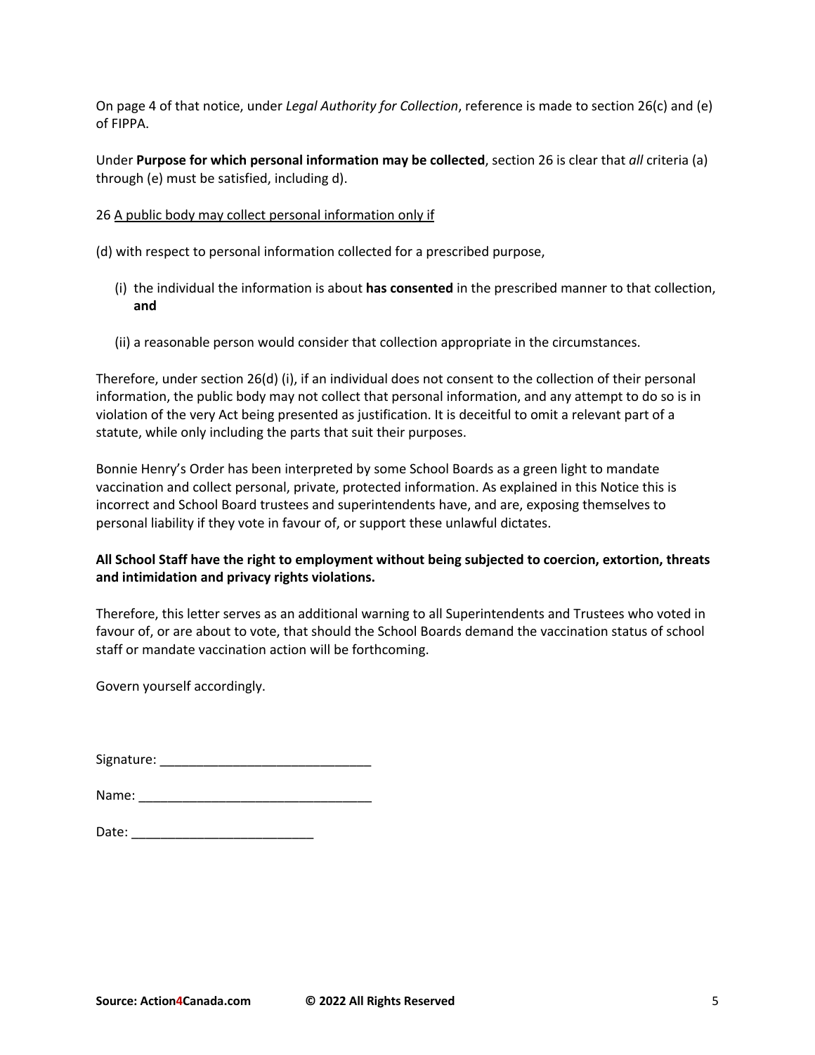On page 4 of that notice, under *Legal Authority for Collection*, reference is made to section 26(c) and (e) of FIPPA.

Under **Purpose for which personal information may be collected**, section 26 is clear that *all* criteria (a) through (e) must be satisfied, including d).

26 <u>A public body may collect personal information only if</u>

(d) with respect to personal information collected for a prescribed purpose,

(i) the individual the information is about **has consented** in the prescribed manner to that collection, **and**

(ii) a reasonable person would consider that collection appropriate in the circumstances.

Therefore, under section 26(d) (i), if an individual does not consent to the collection of their personal information, the public body may not collect that personal information, and any attempt to do so is in violation of the very Act being presented as justification. It is deceitful to omit a relevant part of a statute, while only including the parts that suit their purposes.

Bonnie Henry's Order has been interpreted by some School Boards as a green light to mandate vaccination and collect personal, private, protected information. As explained in this Notice this is incorrect and School Board trustees and superintendents have, and are, exposing themselves to personal liability if they vote in favour of, or support these unlawful dictates.

**All School Staff have the right to employment without being subjected to coercion, extortion, threats and intimidation and privacy rights violations.**

Therefore, this letter serves as an additional warning to all Superintendents and Trustees who voted in favour of, or are about to vote, that should the School Boards demand the vaccination status of school staff or mandate vaccination action will be forthcoming.

Govern yourself accordingly.

Signature: _____________________________

Name: ________________________________

Date: _________________________

**Source: Action4Canada.com** **© 2022 All Rights Reserved**